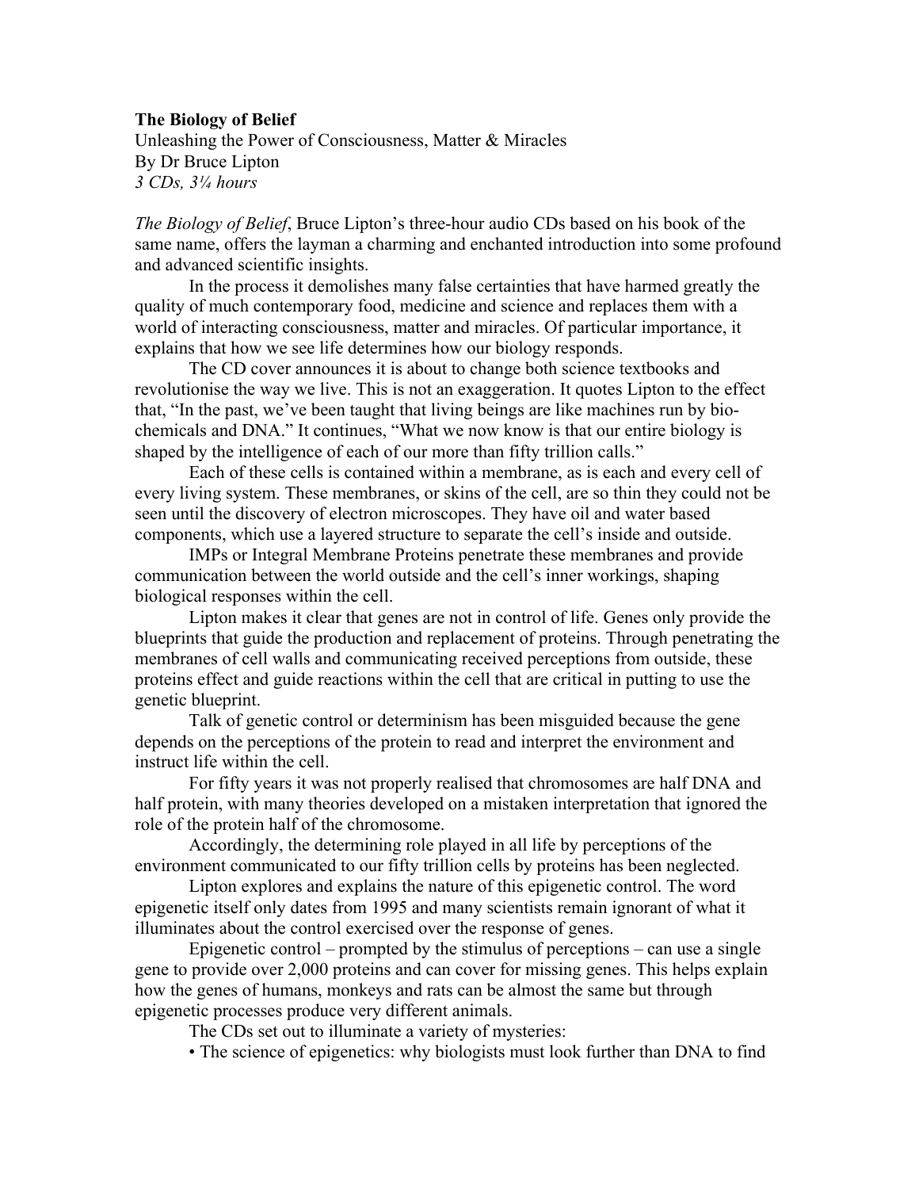**The Biology of Belief**

Unleashing the Power of Consciousness, Matter & Miracles

By Dr Bruce Lipton

*3 CDs, 3¼ hours*

*The Biology of Belief*, Bruce Lipton's three-hour audio CDs based on his book of the same name, offers the layman a charming and enchanted introduction into some profound and advanced scientific insights.

In the process it demolishes many false certainties that have harmed greatly the quality of much contemporary food, medicine and science and replaces them with a world of interacting consciousness, matter and miracles. Of particular importance, it explains that how we see life determines how our biology responds.

The CD cover announces it is about to change both science textbooks and revolutionise the way we live. This is not an exaggeration. It quotes Lipton to the effect that, "In the past, we've been taught that living beings are like machines run by bio-chemicals and DNA." It continues, "What we now know is that our entire biology is shaped by the intelligence of each of our more than fifty trillion calls."

Each of these cells is contained within a membrane, as is each and every cell of every living system. These membranes, or skins of the cell, are so thin they could not be seen until the discovery of electron microscopes. They have oil and water based components, which use a layered structure to separate the cell's inside and outside.

IMPs or Integral Membrane Proteins penetrate these membranes and provide communication between the world outside and the cell's inner workings, shaping biological responses within the cell.

Lipton makes it clear that genes are not in control of life. Genes only provide the blueprints that guide the production and replacement of proteins. Through penetrating the membranes of cell walls and communicating received perceptions from outside, these proteins effect and guide reactions within the cell that are critical in putting to use the genetic blueprint.

Talk of genetic control or determinism has been misguided because the gene depends on the perceptions of the protein to read and interpret the environment and instruct life within the cell.

For fifty years it was not properly realised that chromosomes are half DNA and half protein, with many theories developed on a mistaken interpretation that ignored the role of the protein half of the chromosome.

Accordingly, the determining role played in all life by perceptions of the environment communicated to our fifty trillion cells by proteins has been neglected.

Lipton explores and explains the nature of this epigenetic control. The word epigenetic itself only dates from 1995 and many scientists remain ignorant of what it illuminates about the control exercised over the response of genes.

Epigenetic control – prompted by the stimulus of perceptions – can use a single gene to provide over 2,000 proteins and can cover for missing genes. This helps explain how the genes of humans, monkeys and rats can be almost the same but through epigenetic processes produce very different animals.

The CDs set out to illuminate a variety of mysteries:

- The science of epigenetics: why biologists must look further than DNA to find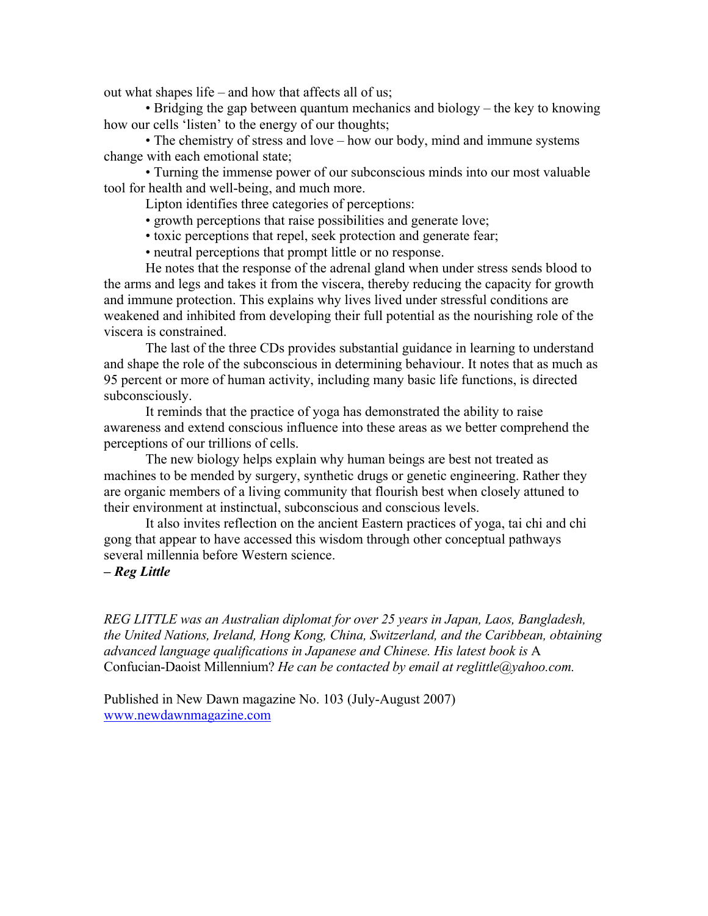out what shapes life – and how that affects all of us;

• Bridging the gap between quantum mechanics and biology – the key to knowing how our cells 'listen' to the energy of our thoughts;

• The chemistry of stress and love – how our body, mind and immune systems change with each emotional state;

• Turning the immense power of our subconscious minds into our most valuable tool for health and well-being, and much more.

Lipton identifies three categories of perceptions:

• growth perceptions that raise possibilities and generate love;

• toxic perceptions that repel, seek protection and generate fear;

• neutral perceptions that prompt little or no response.

He notes that the response of the adrenal gland when under stress sends blood to the arms and legs and takes it from the viscera, thereby reducing the capacity for growth and immune protection. This explains why lives lived under stressful conditions are weakened and inhibited from developing their full potential as the nourishing role of the viscera is constrained.

The last of the three CDs provides substantial guidance in learning to understand and shape the role of the subconscious in determining behaviour. It notes that as much as 95 percent or more of human activity, including many basic life functions, is directed subconsciously.

It reminds that the practice of yoga has demonstrated the ability to raise awareness and extend conscious influence into these areas as we better comprehend the perceptions of our trillions of cells.

The new biology helps explain why human beings are best not treated as machines to be mended by surgery, synthetic drugs or genetic engineering. Rather they are organic members of a living community that flourish best when closely attuned to their environment at instinctual, subconscious and conscious levels.

It also invites reflection on the ancient Eastern practices of yoga, tai chi and chi gong that appear to have accessed this wisdom through other conceptual pathways several millennia before Western science.

***– Reg Little***

*REG LITTLE was an Australian diplomat for over 25 years in Japan, Laos, Bangladesh, the United Nations, Ireland, Hong Kong, China, Switzerland, and the Caribbean, obtaining advanced language qualifications in Japanese and Chinese. His latest book is* A Confucian-Daoist Millennium? *He can be contacted by email at reglittle@yahoo.com.*

Published in New Dawn magazine No. 103 (July-August 2007)
www.newdawnmagazine.com